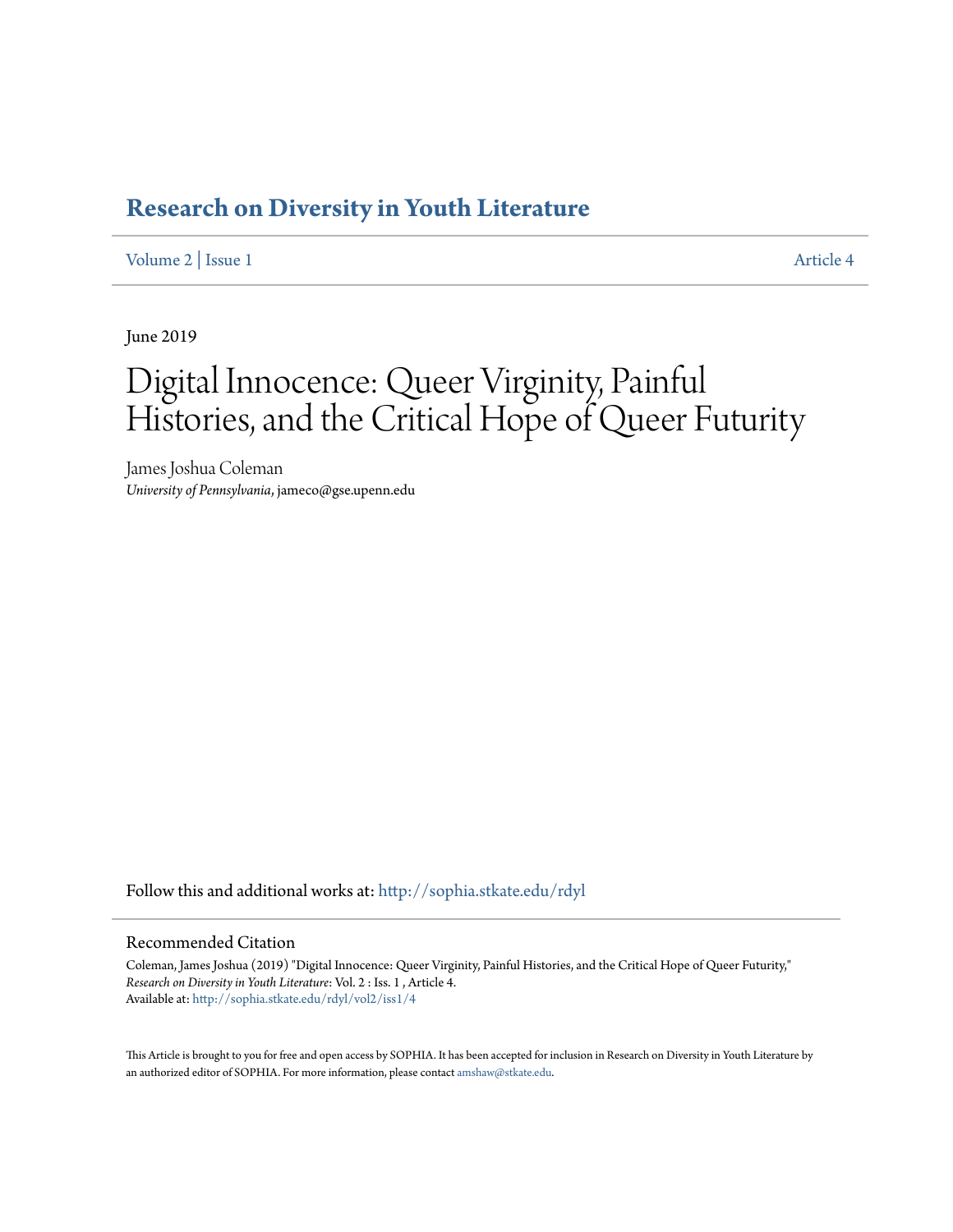# Research on Diversity in Youth Literature

Volume 2 | Issue 1 Article 4

June 2019

# Digital Innocence: Queer Virginity, Painful Histories, and the Critical Hope of Queer Futurity

James Joshua Coleman
*University of Pennsylvania*, jameco@gse.upenn.edu

Follow this and additional works at: http://sophia.stkate.edu/rdyl

## Recommended Citation

Coleman, James Joshua (2019) "Digital Innocence: Queer Virginity, Painful Histories, and the Critical Hope of Queer Futurity," *Research on Diversity in Youth Literature*: Vol. 2 : Iss. 1 , Article 4.
Available at: http://sophia.stkate.edu/rdyl/vol2/iss1/4

This Article is brought to you for free and open access by SOPHIA. It has been accepted for inclusion in Research on Diversity in Youth Literature by an authorized editor of SOPHIA. For more information, please contact amshaw@stkate.edu.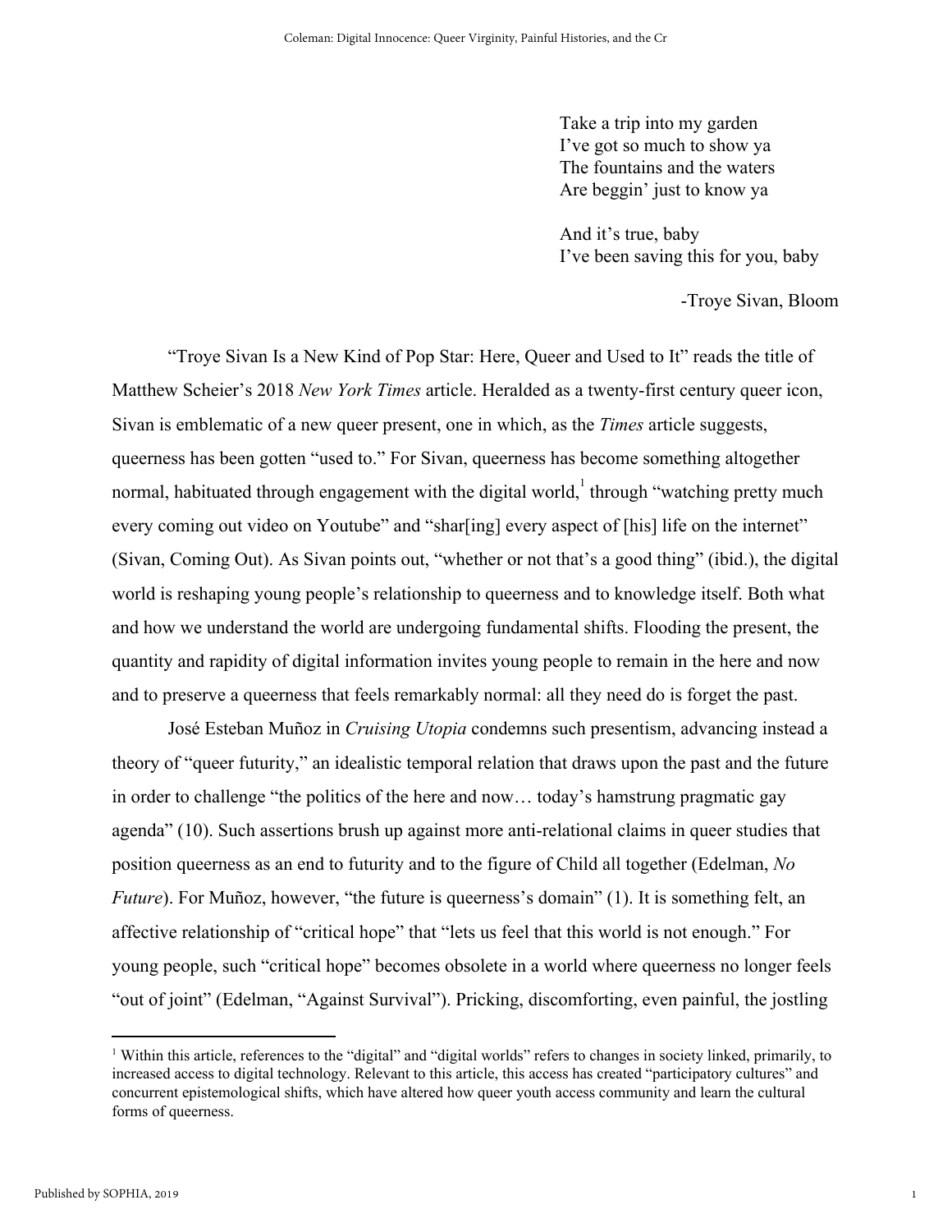Take a trip into my garden
I've got so much to show ya
The fountains and the waters
Are beggin' just to know ya

And it's true, baby
I've been saving this for you, baby

-Troye Sivan, Bloom

"Troye Sivan Is a New Kind of Pop Star: Here, Queer and Used to It" reads the title of Matthew Scheier's 2018 *New York Times* article. Heralded as a twenty-first century queer icon, Sivan is emblematic of a new queer present, one in which, as the *Times* article suggests, queerness has been gotten "used to." For Sivan, queerness has become something altogether normal, habituated through engagement with the digital world,[1] through "watching pretty much every coming out video on Youtube" and "shar[ing] every aspect of [his] life on the internet" (Sivan, Coming Out). As Sivan points out, "whether or not that's a good thing" (ibid.), the digital world is reshaping young people's relationship to queerness and to knowledge itself. Both what and how we understand the world are undergoing fundamental shifts. Flooding the present, the quantity and rapidity of digital information invites young people to remain in the here and now and to preserve a queerness that feels remarkably normal: all they need do is forget the past.

José Esteban Muñoz in *Cruising Utopia* condemns such presentism, advancing instead a theory of "queer futurity," an idealistic temporal relation that draws upon the past and the future in order to challenge "the politics of the here and now… today's hamstrung pragmatic gay agenda" (10). Such assertions brush up against more anti-relational claims in queer studies that position queerness as an end to futurity and to the figure of Child all together (Edelman, *No Future*). For Muñoz, however, "the future is queerness's domain" (1). It is something felt, an affective relationship of "critical hope" that "lets us feel that this world is not enough." For young people, such "critical hope" becomes obsolete in a world where queerness no longer feels "out of joint" (Edelman, "Against Survival"). Pricking, discomforting, even painful, the jostling

[1] Within this article, references to the "digital" and "digital worlds" refers to changes in society linked, primarily, to increased access to digital technology. Relevant to this article, this access has created "participatory cultures" and concurrent epistemological shifts, which have altered how queer youth access community and learn the cultural forms of queerness.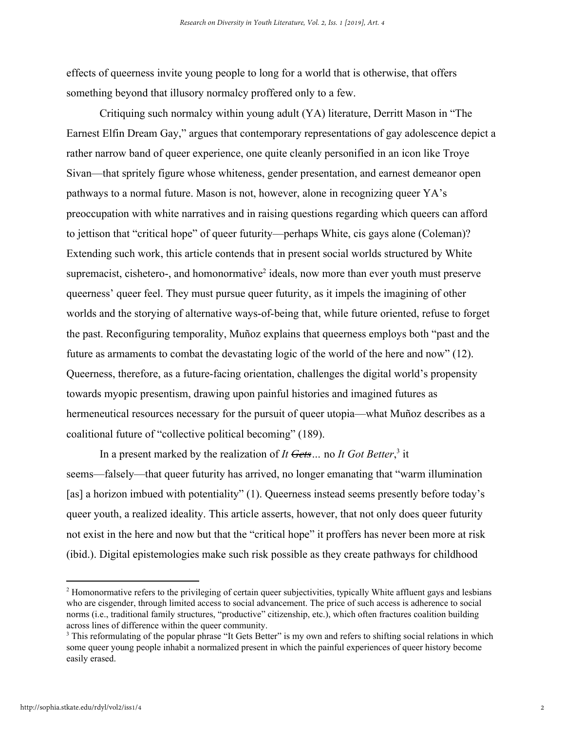effects of queerness invite young people to long for a world that is otherwise, that offers something beyond that illusory normalcy proffered only to a few.

Critiquing such normalcy within young adult (YA) literature, Derritt Mason in "The Earnest Elfin Dream Gay," argues that contemporary representations of gay adolescence depict a rather narrow band of queer experience, one quite cleanly personified in an icon like Troye Sivan—that spritely figure whose whiteness, gender presentation, and earnest demeanor open pathways to a normal future. Mason is not, however, alone in recognizing queer YA's preoccupation with white narratives and in raising questions regarding which queers can afford to jettison that "critical hope" of queer futurity—perhaps White, cis gays alone (Coleman)? Extending such work, this article contends that in present social worlds structured by White supremacist, cishetero-, and homonormative[2] ideals, now more than ever youth must preserve queerness' queer feel. They must pursue queer futurity, as it impels the imagining of other worlds and the storying of alternative ways-of-being that, while future oriented, refuse to forget the past. Reconfiguring temporality, Muñoz explains that queerness employs both "past and the future as armaments to combat the devastating logic of the world of the here and now" (12). Queerness, therefore, as a future-facing orientation, challenges the digital world's propensity towards myopic presentism, drawing upon painful histories and imagined futures as hermeneutical resources necessary for the pursuit of queer utopia—what Muñoz describes as a coalitional future of "collective political becoming" (189).

In a present marked by the realization of *It ~~Gets~~*… no *It Got Better*,[3] it seems—falsely—that queer futurity has arrived, no longer emanating that "warm illumination [as] a horizon imbued with potentiality" (1). Queerness instead seems presently before today's queer youth, a realized ideality. This article asserts, however, that not only does queer futurity not exist in the here and now but that the "critical hope" it proffers has never been more at risk (ibid.). Digital epistemologies make such risk possible as they create pathways for childhood

---

[2] Homonormative refers to the privileging of certain queer subjectivities, typically White affluent gays and lesbians who are cisgender, through limited access to social advancement. The price of such access is adherence to social norms (i.e., traditional family structures, "productive" citizenship, etc.), which often fractures coalition building across lines of difference within the queer community.

[3] This reformulating of the popular phrase "It Gets Better" is my own and refers to shifting social relations in which some queer young people inhabit a normalized present in which the painful experiences of queer history become easily erased.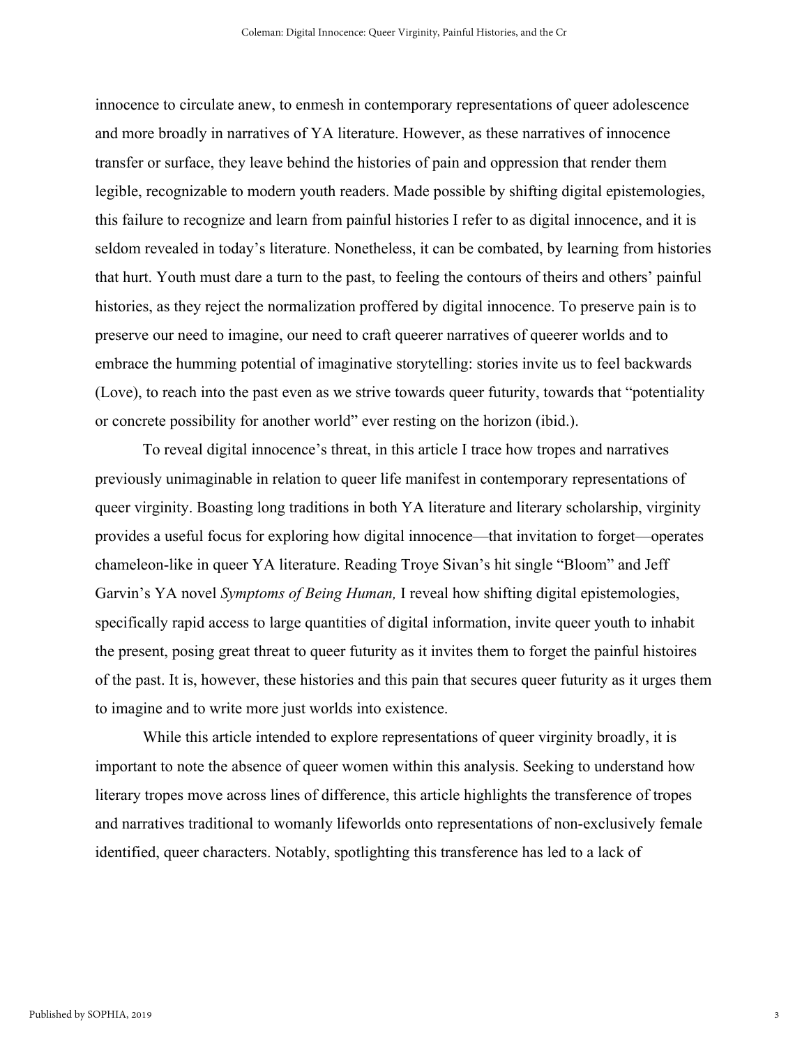innocence to circulate anew, to enmesh in contemporary representations of queer adolescence and more broadly in narratives of YA literature. However, as these narratives of innocence transfer or surface, they leave behind the histories of pain and oppression that render them legible, recognizable to modern youth readers. Made possible by shifting digital epistemologies, this failure to recognize and learn from painful histories I refer to as digital innocence, and it is seldom revealed in today's literature. Nonetheless, it can be combated, by learning from histories that hurt. Youth must dare a turn to the past, to feeling the contours of theirs and others' painful histories, as they reject the normalization proffered by digital innocence. To preserve pain is to preserve our need to imagine, our need to craft queerer narratives of queerer worlds and to embrace the humming potential of imaginative storytelling: stories invite us to feel backwards (Love), to reach into the past even as we strive towards queer futurity, towards that "potentiality or concrete possibility for another world" ever resting on the horizon (ibid.).

To reveal digital innocence's threat, in this article I trace how tropes and narratives previously unimaginable in relation to queer life manifest in contemporary representations of queer virginity. Boasting long traditions in both YA literature and literary scholarship, virginity provides a useful focus for exploring how digital innocence—that invitation to forget—operates chameleon-like in queer YA literature. Reading Troye Sivan's hit single "Bloom" and Jeff Garvin's YA novel *Symptoms of Being Human,* I reveal how shifting digital epistemologies, specifically rapid access to large quantities of digital information, invite queer youth to inhabit the present, posing great threat to queer futurity as it invites them to forget the painful histoires of the past. It is, however, these histories and this pain that secures queer futurity as it urges them to imagine and to write more just worlds into existence.

While this article intended to explore representations of queer virginity broadly, it is important to note the absence of queer women within this analysis. Seeking to understand how literary tropes move across lines of difference, this article highlights the transference of tropes and narratives traditional to womanly lifeworlds onto representations of non-exclusively female identified, queer characters. Notably, spotlighting this transference has led to a lack of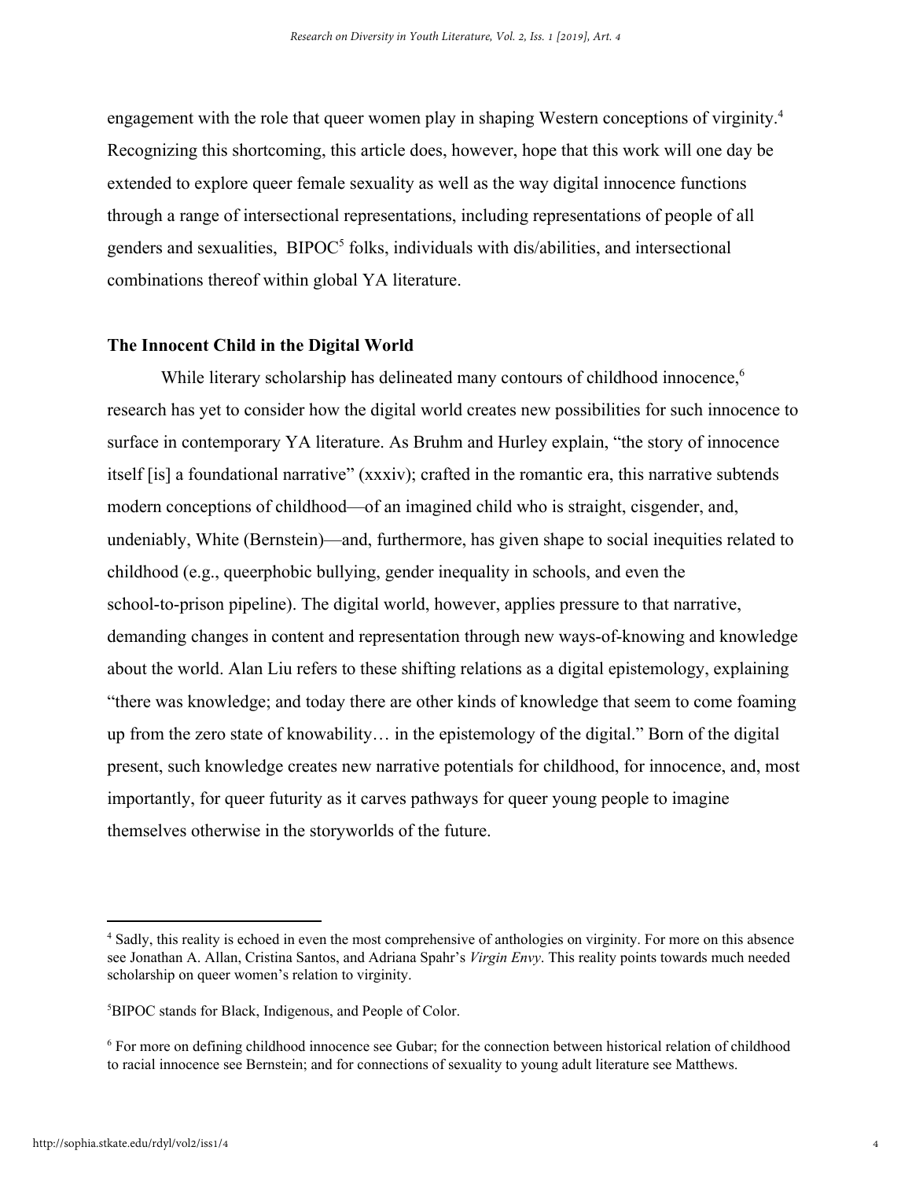engagement with the role that queer women play in shaping Western conceptions of virginity.[4] Recognizing this shortcoming, this article does, however, hope that this work will one day be extended to explore queer female sexuality as well as the way digital innocence functions through a range of intersectional representations, including representations of people of all genders and sexualities, BIPOC[5] folks, individuals with dis/abilities, and intersectional combinations thereof within global YA literature.

**The Innocent Child in the Digital World**

While literary scholarship has delineated many contours of childhood innocence,[6] research has yet to consider how the digital world creates new possibilities for such innocence to surface in contemporary YA literature. As Bruhm and Hurley explain, "the story of innocence itself [is] a foundational narrative" (xxxiv); crafted in the romantic era, this narrative subtends modern conceptions of childhood—of an imagined child who is straight, cisgender, and, undeniably, White (Bernstein)—and, furthermore, has given shape to social inequities related to childhood (e.g., queerphobic bullying, gender inequality in schools, and even the school-to-prison pipeline). The digital world, however, applies pressure to that narrative, demanding changes in content and representation through new ways-of-knowing and knowledge about the world. Alan Liu refers to these shifting relations as a digital epistemology, explaining "there was knowledge; and today there are other kinds of knowledge that seem to come foaming up from the zero state of knowability… in the epistemology of the digital." Born of the digital present, such knowledge creates new narrative potentials for childhood, for innocence, and, most importantly, for queer futurity as it carves pathways for queer young people to imagine themselves otherwise in the storyworlds of the future.

---

[4] Sadly, this reality is echoed in even the most comprehensive of anthologies on virginity. For more on this absence see Jonathan A. Allan, Cristina Santos, and Adriana Spahr's *Virgin Envy*. This reality points towards much needed scholarship on queer women's relation to virginity.

[5] BIPOC stands for Black, Indigenous, and People of Color.

[6] For more on defining childhood innocence see Gubar; for the connection between historical relation of childhood to racial innocence see Bernstein; and for connections of sexuality to young adult literature see Matthews.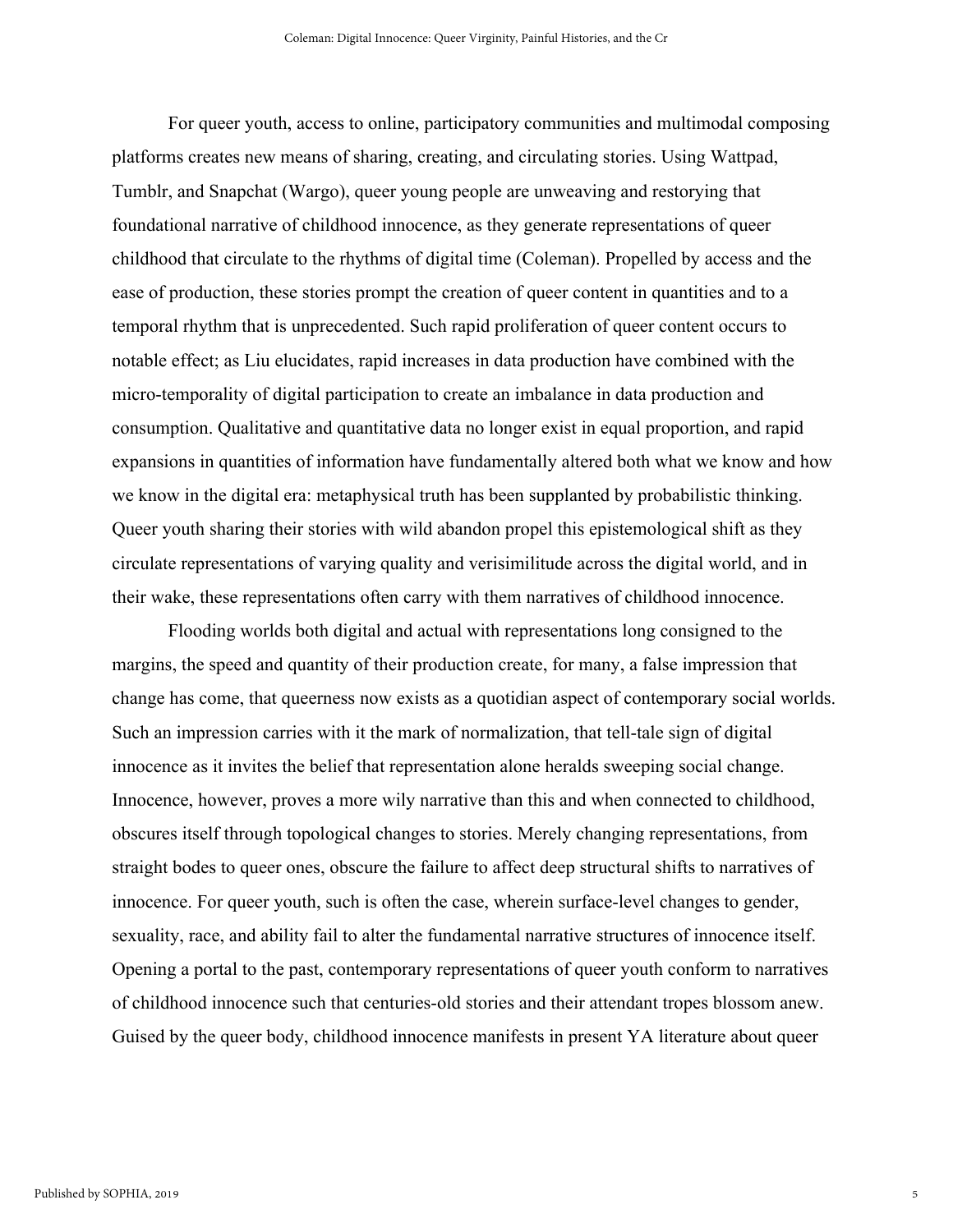For queer youth, access to online, participatory communities and multimodal composing platforms creates new means of sharing, creating, and circulating stories. Using Wattpad, Tumblr, and Snapchat (Wargo), queer young people are unweaving and restorying that foundational narrative of childhood innocence, as they generate representations of queer childhood that circulate to the rhythms of digital time (Coleman). Propelled by access and the ease of production, these stories prompt the creation of queer content in quantities and to a temporal rhythm that is unprecedented. Such rapid proliferation of queer content occurs to notable effect; as Liu elucidates, rapid increases in data production have combined with the micro-temporality of digital participation to create an imbalance in data production and consumption. Qualitative and quantitative data no longer exist in equal proportion, and rapid expansions in quantities of information have fundamentally altered both what we know and how we know in the digital era: metaphysical truth has been supplanted by probabilistic thinking. Queer youth sharing their stories with wild abandon propel this epistemological shift as they circulate representations of varying quality and verisimilitude across the digital world, and in their wake, these representations often carry with them narratives of childhood innocence.

Flooding worlds both digital and actual with representations long consigned to the margins, the speed and quantity of their production create, for many, a false impression that change has come, that queerness now exists as a quotidian aspect of contemporary social worlds. Such an impression carries with it the mark of normalization, that tell-tale sign of digital innocence as it invites the belief that representation alone heralds sweeping social change. Innocence, however, proves a more wily narrative than this and when connected to childhood, obscures itself through topological changes to stories. Merely changing representations, from straight bodes to queer ones, obscure the failure to affect deep structural shifts to narratives of innocence. For queer youth, such is often the case, wherein surface-level changes to gender, sexuality, race, and ability fail to alter the fundamental narrative structures of innocence itself. Opening a portal to the past, contemporary representations of queer youth conform to narratives of childhood innocence such that centuries-old stories and their attendant tropes blossom anew. Guised by the queer body, childhood innocence manifests in present YA literature about queer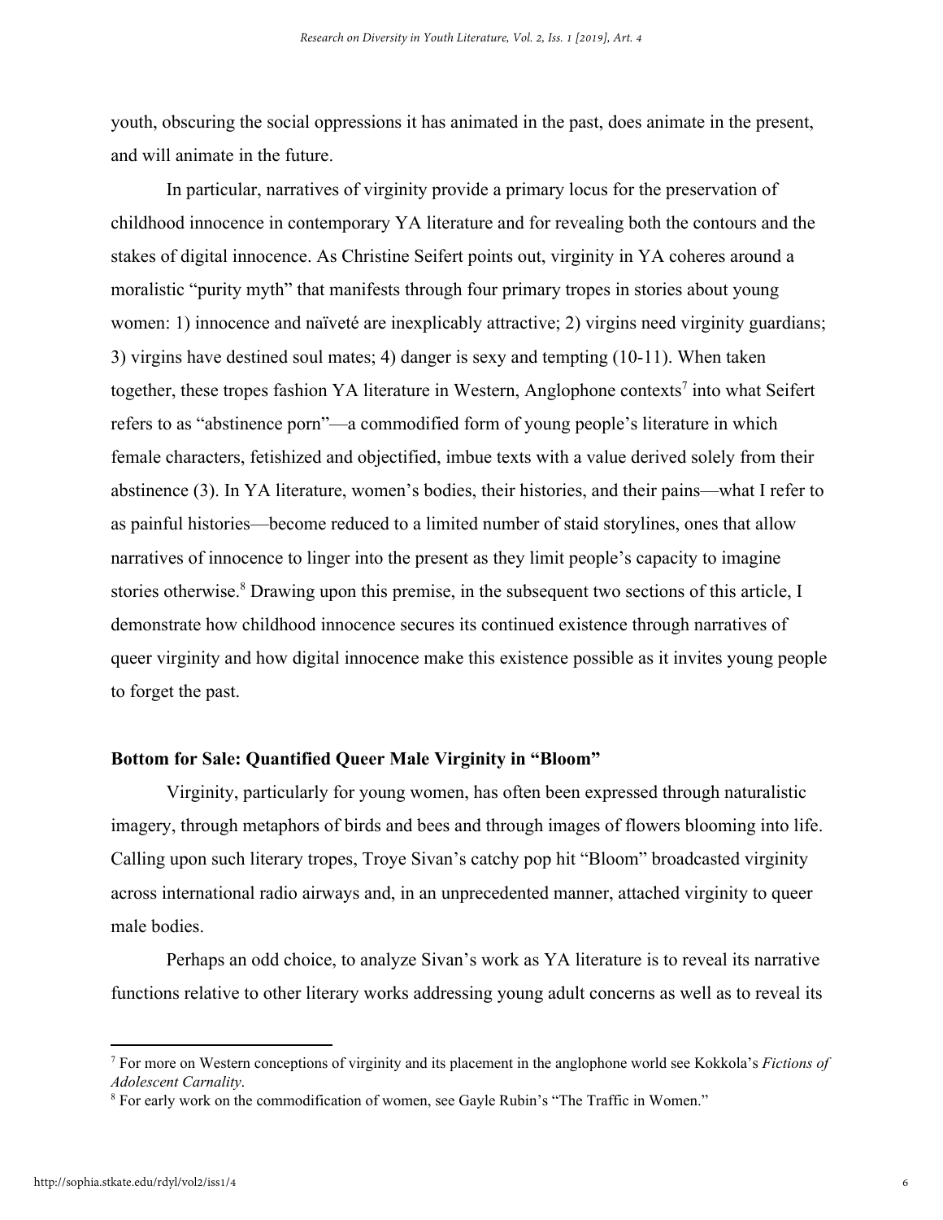youth, obscuring the social oppressions it has animated in the past, does animate in the present, and will animate in the future.

In particular, narratives of virginity provide a primary locus for the preservation of childhood innocence in contemporary YA literature and for revealing both the contours and the stakes of digital innocence. As Christine Seifert points out, virginity in YA coheres around a moralistic "purity myth" that manifests through four primary tropes in stories about young women: 1) innocence and naïveté are inexplicably attractive; 2) virgins need virginity guardians; 3) virgins have destined soul mates; 4) danger is sexy and tempting (10-11). When taken together, these tropes fashion YA literature in Western, Anglophone contexts[7] into what Seifert refers to as "abstinence porn"—a commodified form of young people's literature in which female characters, fetishized and objectified, imbue texts with a value derived solely from their abstinence (3). In YA literature, women's bodies, their histories, and their pains—what I refer to as painful histories—become reduced to a limited number of staid storylines, ones that allow narratives of innocence to linger into the present as they limit people's capacity to imagine stories otherwise.[8] Drawing upon this premise, in the subsequent two sections of this article, I demonstrate how childhood innocence secures its continued existence through narratives of queer virginity and how digital innocence make this existence possible as it invites young people to forget the past.

**Bottom for Sale: Quantified Queer Male Virginity in "Bloom"**

Virginity, particularly for young women, has often been expressed through naturalistic imagery, through metaphors of birds and bees and through images of flowers blooming into life. Calling upon such literary tropes, Troye Sivan's catchy pop hit "Bloom" broadcasted virginity across international radio airways and, in an unprecedented manner, attached virginity to queer male bodies.

Perhaps an odd choice, to analyze Sivan's work as YA literature is to reveal its narrative functions relative to other literary works addressing young adult concerns as well as to reveal its

---

[7] For more on Western conceptions of virginity and its placement in the anglophone world see Kokkola's *Fictions of Adolescent Carnality*.

[8] For early work on the commodification of women, see Gayle Rubin's "The Traffic in Women."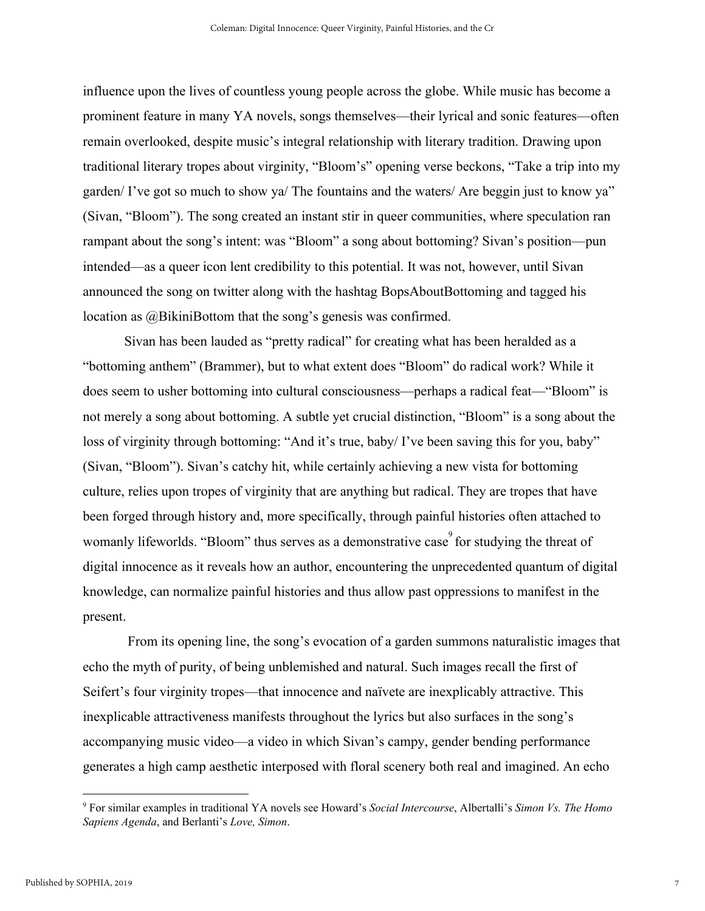influence upon the lives of countless young people across the globe. While music has become a prominent feature in many YA novels, songs themselves—their lyrical and sonic features—often remain overlooked, despite music's integral relationship with literary tradition. Drawing upon traditional literary tropes about virginity, "Bloom's" opening verse beckons, "Take a trip into my garden/ I've got so much to show ya/ The fountains and the waters/ Are beggin just to know ya" (Sivan, "Bloom"). The song created an instant stir in queer communities, where speculation ran rampant about the song's intent: was "Bloom" a song about bottoming? Sivan's position—pun intended—as a queer icon lent credibility to this potential. It was not, however, until Sivan announced the song on twitter along with the hashtag BopsAboutBottoming and tagged his location as @BikiniBottom that the song's genesis was confirmed.

Sivan has been lauded as "pretty radical" for creating what has been heralded as a "bottoming anthem" (Brammer), but to what extent does "Bloom" do radical work? While it does seem to usher bottoming into cultural consciousness—perhaps a radical feat—"Bloom" is not merely a song about bottoming. A subtle yet crucial distinction, "Bloom" is a song about the loss of virginity through bottoming: "And it's true, baby/ I've been saving this for you, baby" (Sivan, "Bloom"). Sivan's catchy hit, while certainly achieving a new vista for bottoming culture, relies upon tropes of virginity that are anything but radical. They are tropes that have been forged through history and, more specifically, through painful histories often attached to womanly lifeworlds. "Bloom" thus serves as a demonstrative case[9] for studying the threat of digital innocence as it reveals how an author, encountering the unprecedented quantum of digital knowledge, can normalize painful histories and thus allow past oppressions to manifest in the present.

From its opening line, the song's evocation of a garden summons naturalistic images that echo the myth of purity, of being unblemished and natural. Such images recall the first of Seifert's four virginity tropes—that innocence and naïvete are inexplicably attractive. This inexplicable attractiveness manifests throughout the lyrics but also surfaces in the song's accompanying music video—a video in which Sivan's campy, gender bending performance generates a high camp aesthetic interposed with floral scenery both real and imagined. An echo

---

[9] For similar examples in traditional YA novels see Howard's *Social Intercourse*, Albertalli's *Simon Vs. The Homo Sapiens Agenda*, and Berlanti's *Love, Simon*.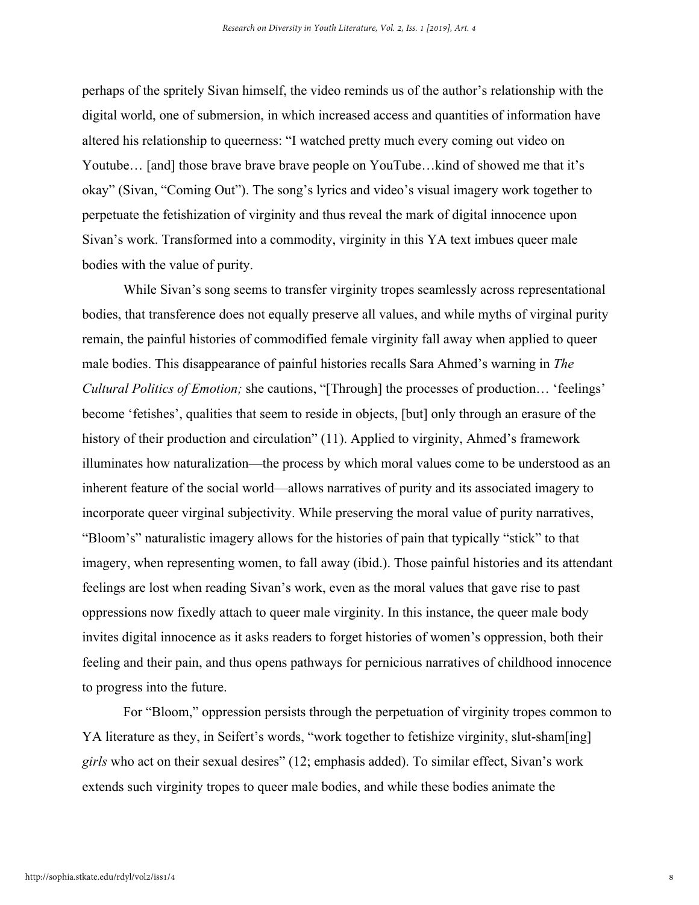perhaps of the spritely Sivan himself, the video reminds us of the author's relationship with the digital world, one of submersion, in which increased access and quantities of information have altered his relationship to queerness: "I watched pretty much every coming out video on Youtube… [and] those brave brave brave people on YouTube…kind of showed me that it's okay" (Sivan, "Coming Out"). The song's lyrics and video's visual imagery work together to perpetuate the fetishization of virginity and thus reveal the mark of digital innocence upon Sivan's work. Transformed into a commodity, virginity in this YA text imbues queer male bodies with the value of purity.

While Sivan's song seems to transfer virginity tropes seamlessly across representational bodies, that transference does not equally preserve all values, and while myths of virginal purity remain, the painful histories of commodified female virginity fall away when applied to queer male bodies. This disappearance of painful histories recalls Sara Ahmed's warning in *The Cultural Politics of Emotion;* she cautions, "[Through] the processes of production… 'feelings' become 'fetishes', qualities that seem to reside in objects, [but] only through an erasure of the history of their production and circulation" (11). Applied to virginity, Ahmed's framework illuminates how naturalization—the process by which moral values come to be understood as an inherent feature of the social world—allows narratives of purity and its associated imagery to incorporate queer virginal subjectivity. While preserving the moral value of purity narratives, "Bloom's" naturalistic imagery allows for the histories of pain that typically "stick" to that imagery, when representing women, to fall away (ibid.). Those painful histories and its attendant feelings are lost when reading Sivan's work, even as the moral values that gave rise to past oppressions now fixedly attach to queer male virginity. In this instance, the queer male body invites digital innocence as it asks readers to forget histories of women's oppression, both their feeling and their pain, and thus opens pathways for pernicious narratives of childhood innocence to progress into the future.

For "Bloom," oppression persists through the perpetuation of virginity tropes common to YA literature as they, in Seifert's words, "work together to fetishize virginity, slut-sham[ing] *girls* who act on their sexual desires" (12; emphasis added). To similar effect, Sivan's work extends such virginity tropes to queer male bodies, and while these bodies animate the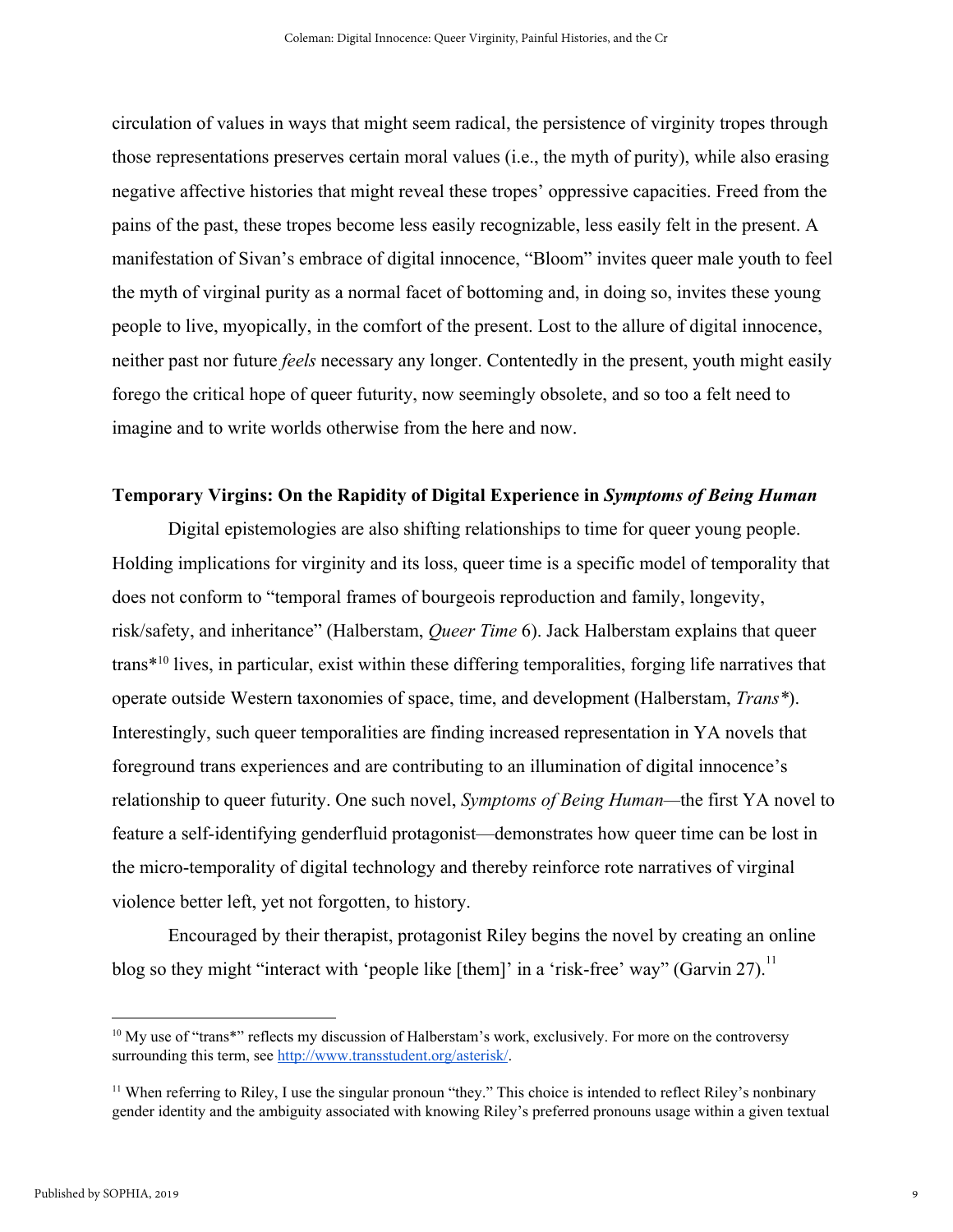circulation of values in ways that might seem radical, the persistence of virginity tropes through those representations preserves certain moral values (i.e., the myth of purity), while also erasing negative affective histories that might reveal these tropes' oppressive capacities. Freed from the pains of the past, these tropes become less easily recognizable, less easily felt in the present. A manifestation of Sivan's embrace of digital innocence, "Bloom" invites queer male youth to feel the myth of virginal purity as a normal facet of bottoming and, in doing so, invites these young people to live, myopically, in the comfort of the present. Lost to the allure of digital innocence, neither past nor future *feels* necessary any longer. Contentedly in the present, youth might easily forego the critical hope of queer futurity, now seemingly obsolete, and so too a felt need to imagine and to write worlds otherwise from the here and now.

### Temporary Virgins: On the Rapidity of Digital Experience in *Symptoms of Being Human*

Digital epistemologies are also shifting relationships to time for queer young people. Holding implications for virginity and its loss, queer time is a specific model of temporality that does not conform to "temporal frames of bourgeois reproduction and family, longevity, risk/safety, and inheritance" (Halberstam, *Queer Time* 6). Jack Halberstam explains that queer trans*[10] lives, in particular, exist within these differing temporalities, forging life narratives that operate outside Western taxonomies of space, time, and development (Halberstam, *Trans**). Interestingly, such queer temporalities are finding increased representation in YA novels that foreground trans experiences and are contributing to an illumination of digital innocence's relationship to queer futurity. One such novel, *Symptoms of Being Human*—the first YA novel to feature a self-identifying genderfluid protagonist—demonstrates how queer time can be lost in the micro-temporality of digital technology and thereby reinforce rote narratives of virginal violence better left, yet not forgotten, to history.

Encouraged by their therapist, protagonist Riley begins the novel by creating an online blog so they might "interact with 'people like [them]' in a 'risk-free' way" (Garvin 27).[11]

---

[10] My use of "trans*" reflects my discussion of Halberstam's work, exclusively. For more on the controversy surrounding this term, see http://www.transstudent.org/asterisk/.

[11] When referring to Riley, I use the singular pronoun "they." This choice is intended to reflect Riley's nonbinary gender identity and the ambiguity associated with knowing Riley's preferred pronouns usage within a given textual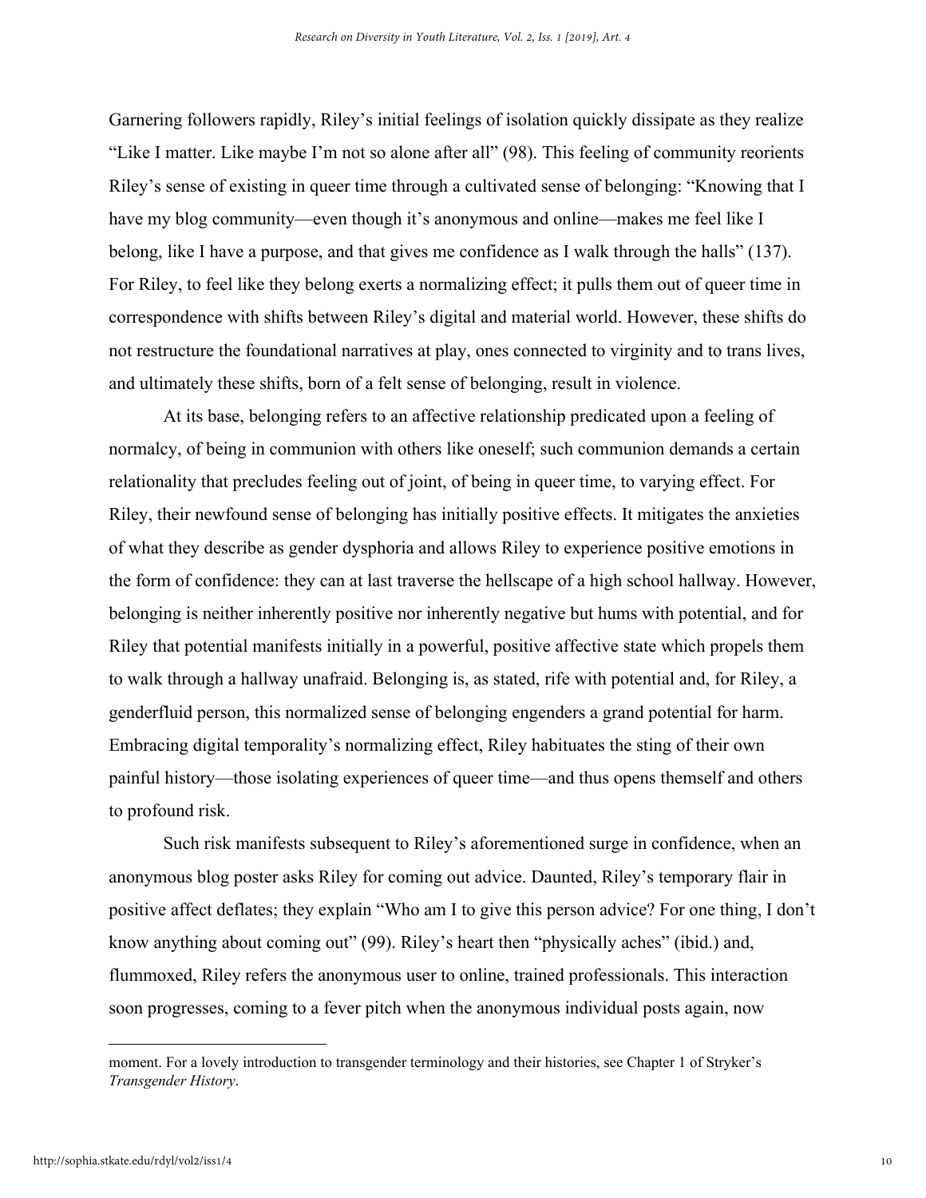Garnering followers rapidly, Riley's initial feelings of isolation quickly dissipate as they realize "Like I matter. Like maybe I'm not so alone after all" (98). This feeling of community reorients Riley's sense of existing in queer time through a cultivated sense of belonging: "Knowing that I have my blog community—even though it's anonymous and online—makes me feel like I belong, like I have a purpose, and that gives me confidence as I walk through the halls" (137). For Riley, to feel like they belong exerts a normalizing effect; it pulls them out of queer time in correspondence with shifts between Riley's digital and material world. However, these shifts do not restructure the foundational narratives at play, ones connected to virginity and to trans lives, and ultimately these shifts, born of a felt sense of belonging, result in violence.

At its base, belonging refers to an affective relationship predicated upon a feeling of normalcy, of being in communion with others like oneself; such communion demands a certain relationality that precludes feeling out of joint, of being in queer time, to varying effect. For Riley, their newfound sense of belonging has initially positive effects. It mitigates the anxieties of what they describe as gender dysphoria and allows Riley to experience positive emotions in the form of confidence: they can at last traverse the hellscape of a high school hallway. However, belonging is neither inherently positive nor inherently negative but hums with potential, and for Riley that potential manifests initially in a powerful, positive affective state which propels them to walk through a hallway unafraid. Belonging is, as stated, rife with potential and, for Riley, a genderfluid person, this normalized sense of belonging engenders a grand potential for harm. Embracing digital temporality's normalizing effect, Riley habituates the sting of their own painful history—those isolating experiences of queer time—and thus opens themself and others to profound risk.

Such risk manifests subsequent to Riley's aforementioned surge in confidence, when an anonymous blog poster asks Riley for coming out advice. Daunted, Riley's temporary flair in positive affect deflates; they explain "Who am I to give this person advice? For one thing, I don't know anything about coming out" (99). Riley's heart then "physically aches" (ibid.) and, flummoxed, Riley refers the anonymous user to online, trained professionals. This interaction soon progresses, coming to a fever pitch when the anonymous individual posts again, now

---

moment. For a lovely introduction to transgender terminology and their histories, see Chapter 1 of Stryker's *Transgender History*.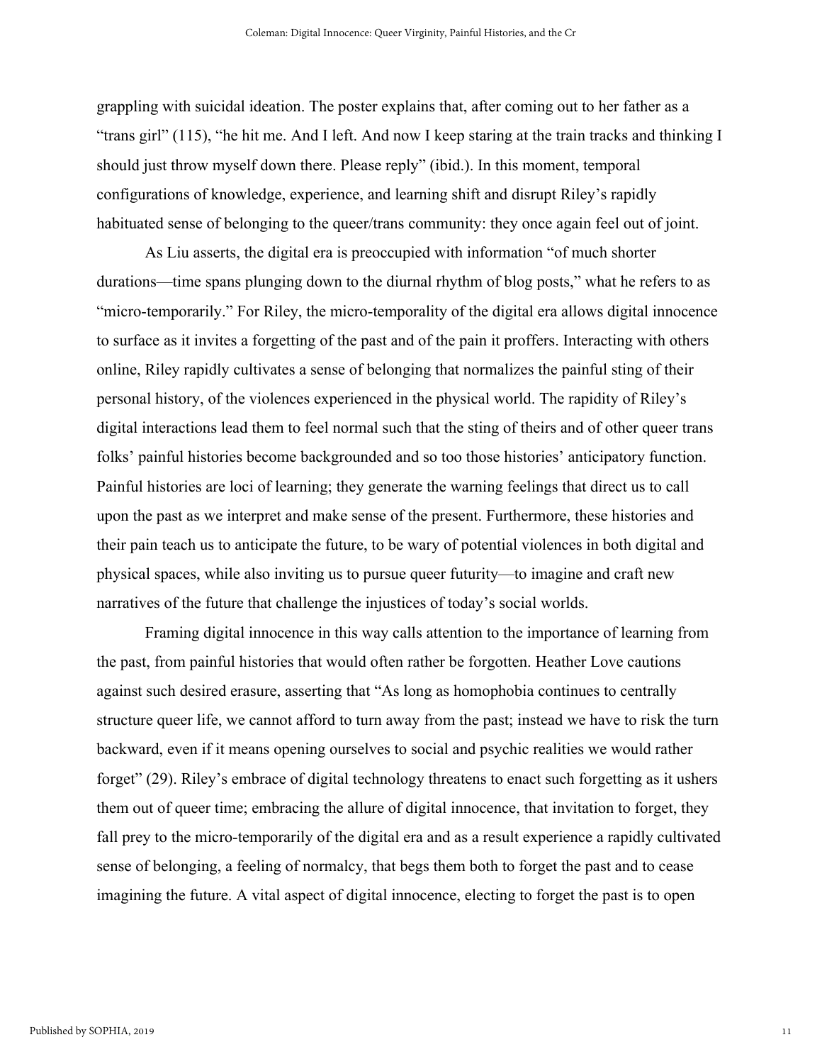grappling with suicidal ideation. The poster explains that, after coming out to her father as a "trans girl" (115), "he hit me. And I left. And now I keep staring at the train tracks and thinking I should just throw myself down there. Please reply" (ibid.). In this moment, temporal configurations of knowledge, experience, and learning shift and disrupt Riley's rapidly habituated sense of belonging to the queer/trans community: they once again feel out of joint.

As Liu asserts, the digital era is preoccupied with information "of much shorter durations—time spans plunging down to the diurnal rhythm of blog posts," what he refers to as "micro-temporarily." For Riley, the micro-temporality of the digital era allows digital innocence to surface as it invites a forgetting of the past and of the pain it proffers. Interacting with others online, Riley rapidly cultivates a sense of belonging that normalizes the painful sting of their personal history, of the violences experienced in the physical world. The rapidity of Riley's digital interactions lead them to feel normal such that the sting of theirs and of other queer trans folks' painful histories become backgrounded and so too those histories' anticipatory function. Painful histories are loci of learning; they generate the warning feelings that direct us to call upon the past as we interpret and make sense of the present. Furthermore, these histories and their pain teach us to anticipate the future, to be wary of potential violences in both digital and physical spaces, while also inviting us to pursue queer futurity—to imagine and craft new narratives of the future that challenge the injustices of today's social worlds.

Framing digital innocence in this way calls attention to the importance of learning from the past, from painful histories that would often rather be forgotten. Heather Love cautions against such desired erasure, asserting that "As long as homophobia continues to centrally structure queer life, we cannot afford to turn away from the past; instead we have to risk the turn backward, even if it means opening ourselves to social and psychic realities we would rather forget" (29). Riley's embrace of digital technology threatens to enact such forgetting as it ushers them out of queer time; embracing the allure of digital innocence, that invitation to forget, they fall prey to the micro-temporarily of the digital era and as a result experience a rapidly cultivated sense of belonging, a feeling of normalcy, that begs them both to forget the past and to cease imagining the future. A vital aspect of digital innocence, electing to forget the past is to open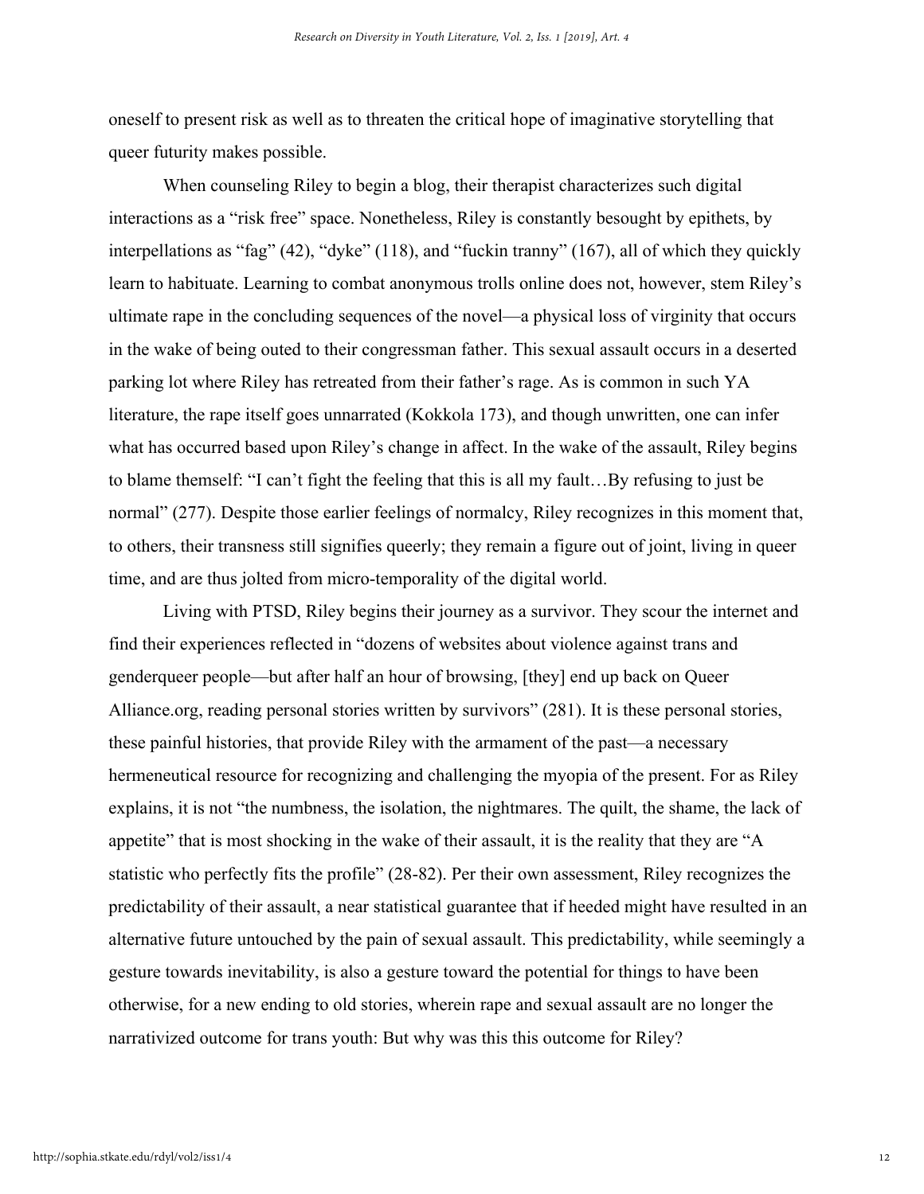oneself to present risk as well as to threaten the critical hope of imaginative storytelling that queer futurity makes possible.

When counseling Riley to begin a blog, their therapist characterizes such digital interactions as a "risk free" space. Nonetheless, Riley is constantly besought by epithets, by interpellations as "fag" (42), "dyke" (118), and "fuckin tranny" (167), all of which they quickly learn to habituate. Learning to combat anonymous trolls online does not, however, stem Riley's ultimate rape in the concluding sequences of the novel—a physical loss of virginity that occurs in the wake of being outed to their congressman father. This sexual assault occurs in a deserted parking lot where Riley has retreated from their father's rage. As is common in such YA literature, the rape itself goes unnarrated (Kokkola 173), and though unwritten, one can infer what has occurred based upon Riley's change in affect. In the wake of the assault, Riley begins to blame themself: "I can't fight the feeling that this is all my fault…By refusing to just be normal" (277). Despite those earlier feelings of normalcy, Riley recognizes in this moment that, to others, their transness still signifies queerly; they remain a figure out of joint, living in queer time, and are thus jolted from micro-temporality of the digital world.

Living with PTSD, Riley begins their journey as a survivor. They scour the internet and find their experiences reflected in "dozens of websites about violence against trans and genderqueer people—but after half an hour of browsing, [they] end up back on Queer Alliance.org, reading personal stories written by survivors" (281). It is these personal stories, these painful histories, that provide Riley with the armament of the past—a necessary hermeneutical resource for recognizing and challenging the myopia of the present. For as Riley explains, it is not "the numbness, the isolation, the nightmares. The quilt, the shame, the lack of appetite" that is most shocking in the wake of their assault, it is the reality that they are "A statistic who perfectly fits the profile" (28-82). Per their own assessment, Riley recognizes the predictability of their assault, a near statistical guarantee that if heeded might have resulted in an alternative future untouched by the pain of sexual assault. This predictability, while seemingly a gesture towards inevitability, is also a gesture toward the potential for things to have been otherwise, for a new ending to old stories, wherein rape and sexual assault are no longer the narrativized outcome for trans youth: But why was this this outcome for Riley?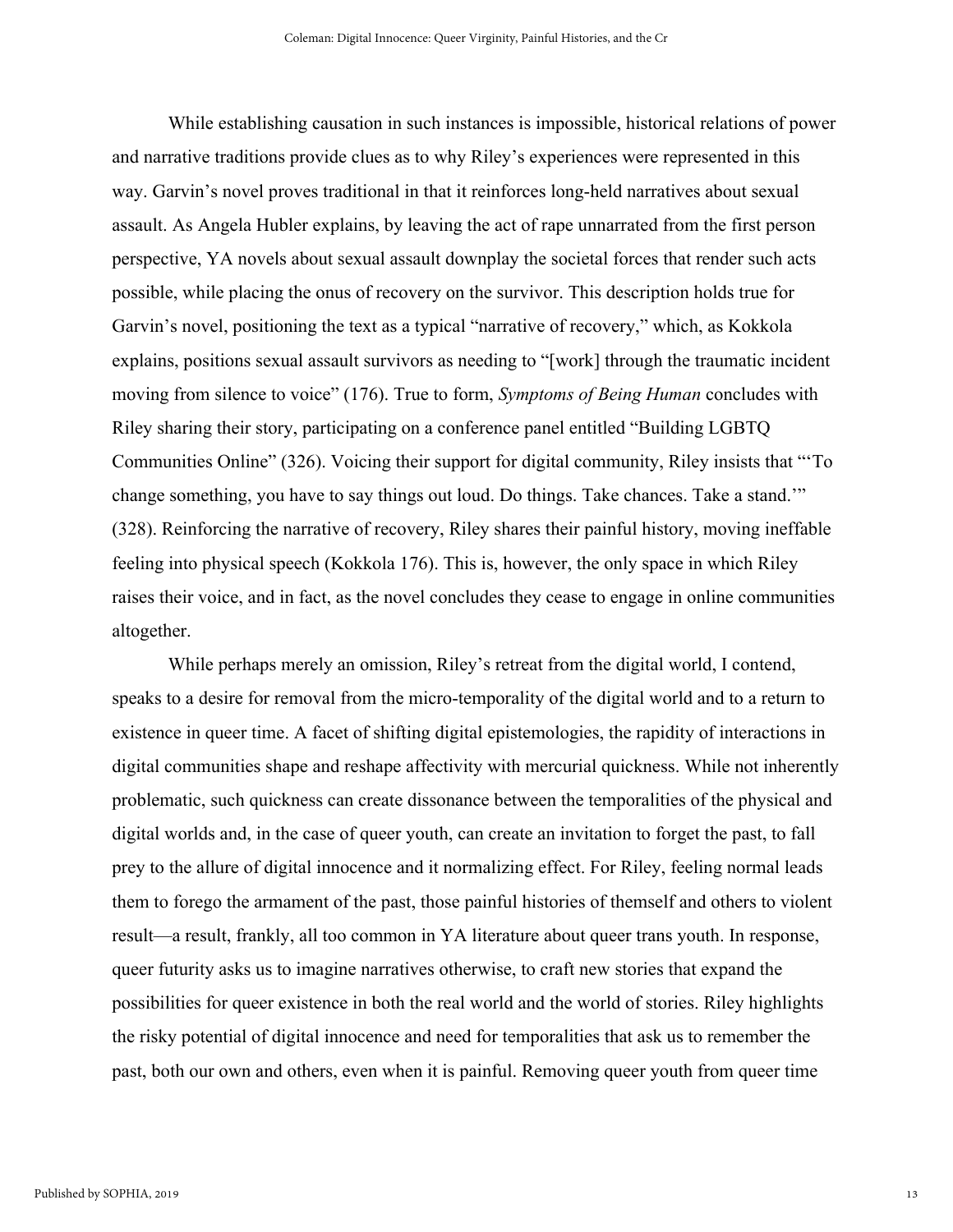While establishing causation in such instances is impossible, historical relations of power and narrative traditions provide clues as to why Riley's experiences were represented in this way. Garvin's novel proves traditional in that it reinforces long-held narratives about sexual assault. As Angela Hubler explains, by leaving the act of rape unnarrated from the first person perspective, YA novels about sexual assault downplay the societal forces that render such acts possible, while placing the onus of recovery on the survivor. This description holds true for Garvin's novel, positioning the text as a typical "narrative of recovery," which, as Kokkola explains, positions sexual assault survivors as needing to "[work] through the traumatic incident moving from silence to voice" (176). True to form, *Symptoms of Being Human* concludes with Riley sharing their story, participating on a conference panel entitled "Building LGBTQ Communities Online" (326). Voicing their support for digital community, Riley insists that "'To change something, you have to say things out loud. Do things. Take chances. Take a stand.'" (328). Reinforcing the narrative of recovery, Riley shares their painful history, moving ineffable feeling into physical speech (Kokkola 176). This is, however, the only space in which Riley raises their voice, and in fact, as the novel concludes they cease to engage in online communities altogether.

While perhaps merely an omission, Riley's retreat from the digital world, I contend, speaks to a desire for removal from the micro-temporality of the digital world and to a return to existence in queer time. A facet of shifting digital epistemologies, the rapidity of interactions in digital communities shape and reshape affectivity with mercurial quickness. While not inherently problematic, such quickness can create dissonance between the temporalities of the physical and digital worlds and, in the case of queer youth, can create an invitation to forget the past, to fall prey to the allure of digital innocence and it normalizing effect. For Riley, feeling normal leads them to forego the armament of the past, those painful histories of themself and others to violent result—a result, frankly, all too common in YA literature about queer trans youth. In response, queer futurity asks us to imagine narratives otherwise, to craft new stories that expand the possibilities for queer existence in both the real world and the world of stories. Riley highlights the risky potential of digital innocence and need for temporalities that ask us to remember the past, both our own and others, even when it is painful. Removing queer youth from queer time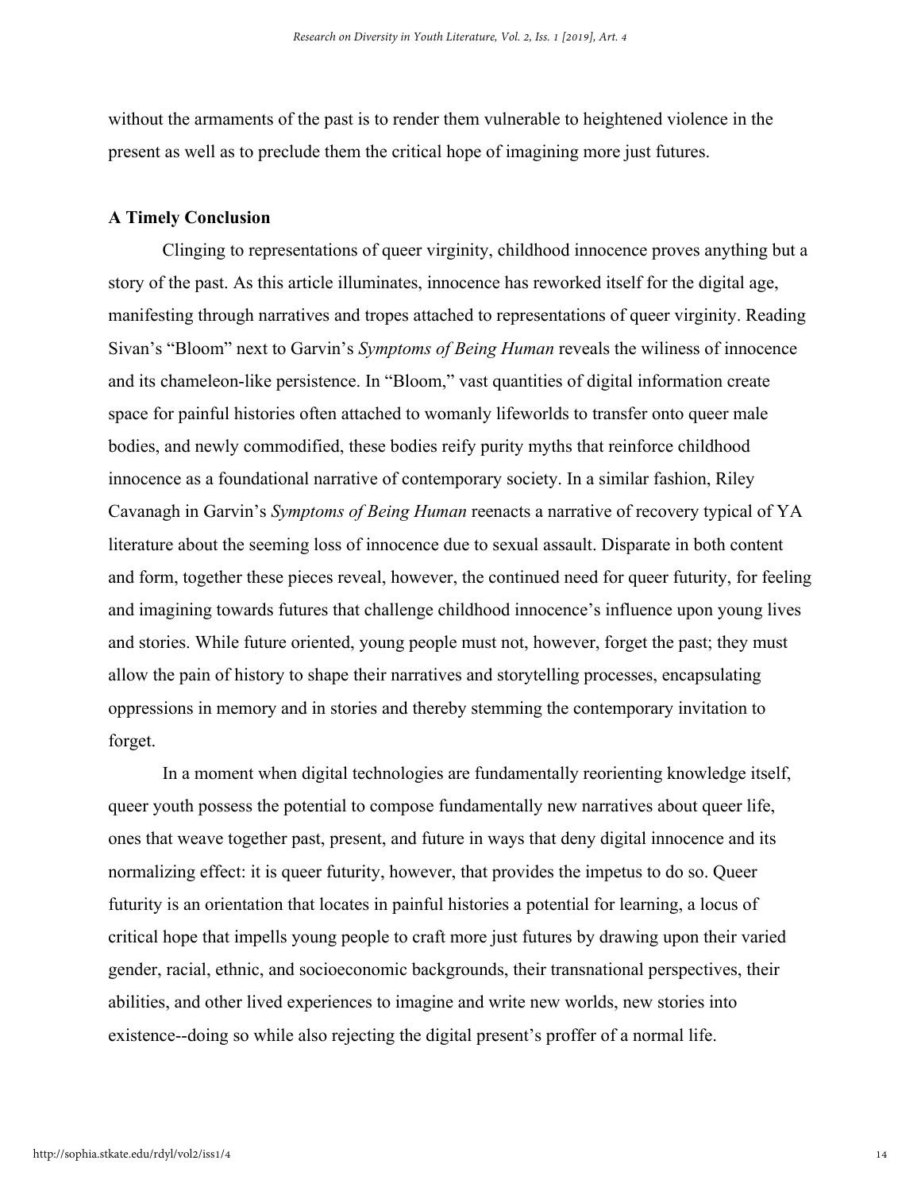without the armaments of the past is to render them vulnerable to heightened violence in the present as well as to preclude them the critical hope of imagining more just futures.

**A Timely Conclusion**

Clinging to representations of queer virginity, childhood innocence proves anything but a story of the past. As this article illuminates, innocence has reworked itself for the digital age, manifesting through narratives and tropes attached to representations of queer virginity. Reading Sivan's "Bloom" next to Garvin's *Symptoms of Being Human* reveals the wiliness of innocence and its chameleon-like persistence. In "Bloom," vast quantities of digital information create space for painful histories often attached to womanly lifeworlds to transfer onto queer male bodies, and newly commodified, these bodies reify purity myths that reinforce childhood innocence as a foundational narrative of contemporary society. In a similar fashion, Riley Cavanagh in Garvin's *Symptoms of Being Human* reenacts a narrative of recovery typical of YA literature about the seeming loss of innocence due to sexual assault. Disparate in both content and form, together these pieces reveal, however, the continued need for queer futurity, for feeling and imagining towards futures that challenge childhood innocence's influence upon young lives and stories. While future oriented, young people must not, however, forget the past; they must allow the pain of history to shape their narratives and storytelling processes, encapsulating oppressions in memory and in stories and thereby stemming the contemporary invitation to forget.

In a moment when digital technologies are fundamentally reorienting knowledge itself, queer youth possess the potential to compose fundamentally new narratives about queer life, ones that weave together past, present, and future in ways that deny digital innocence and its normalizing effect: it is queer futurity, however, that provides the impetus to do so. Queer futurity is an orientation that locates in painful histories a potential for learning, a locus of critical hope that impells young people to craft more just futures by drawing upon their varied gender, racial, ethnic, and socioeconomic backgrounds, their transnational perspectives, their abilities, and other lived experiences to imagine and write new worlds, new stories into existence--doing so while also rejecting the digital present's proffer of a normal life.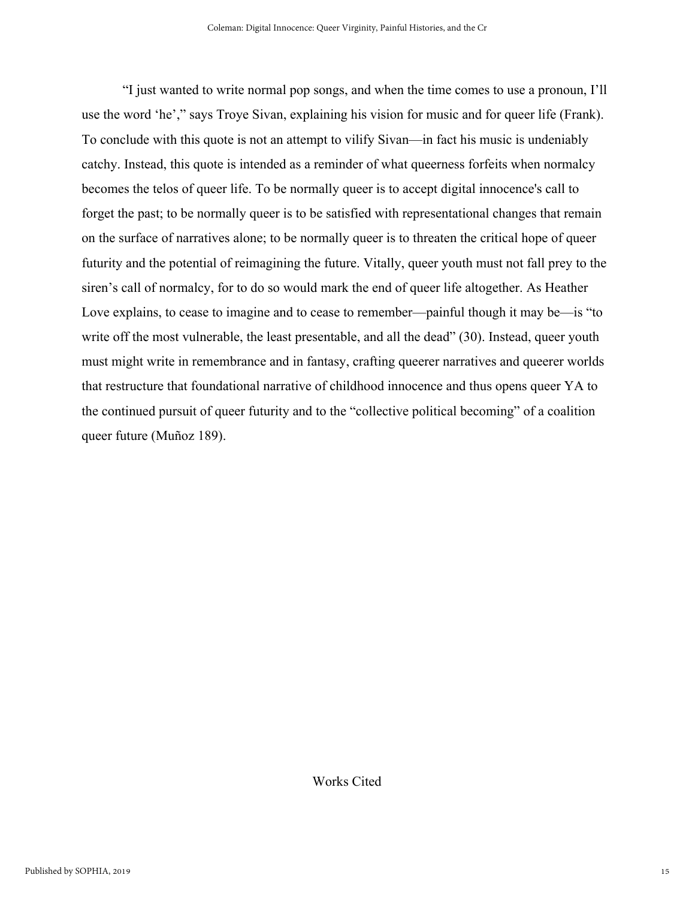"I just wanted to write normal pop songs, and when the time comes to use a pronoun, I'll use the word 'he'," says Troye Sivan, explaining his vision for music and for queer life (Frank). To conclude with this quote is not an attempt to vilify Sivan—in fact his music is undeniably catchy. Instead, this quote is intended as a reminder of what queerness forfeits when normalcy becomes the telos of queer life. To be normally queer is to accept digital innocence's call to forget the past; to be normally queer is to be satisfied with representational changes that remain on the surface of narratives alone; to be normally queer is to threaten the critical hope of queer futurity and the potential of reimagining the future. Vitally, queer youth must not fall prey to the siren's call of normalcy, for to do so would mark the end of queer life altogether. As Heather Love explains, to cease to imagine and to cease to remember—painful though it may be—is "to write off the most vulnerable, the least presentable, and all the dead" (30). Instead, queer youth must might write in remembrance and in fantasy, crafting queerer narratives and queerer worlds that restructure that foundational narrative of childhood innocence and thus opens queer YA to the continued pursuit of queer futurity and to the "collective political becoming" of a coalition queer future (Muñoz 189).

## Works Cited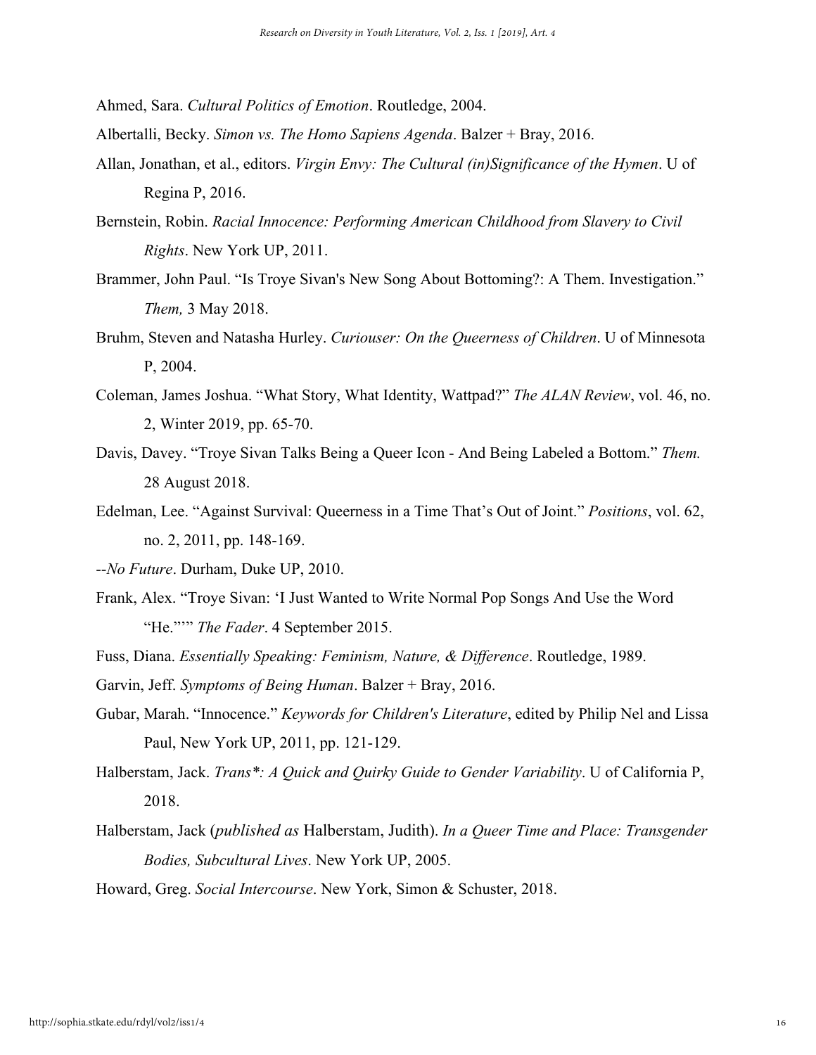Ahmed, Sara. *Cultural Politics of Emotion*. Routledge, 2004.

Albertalli, Becky. *Simon vs. The Homo Sapiens Agenda*. Balzer + Bray, 2016.

Allan, Jonathan, et al., editors. *Virgin Envy: The Cultural (in)Significance of the Hymen*. U of Regina P, 2016.

Bernstein, Robin. *Racial Innocence: Performing American Childhood from Slavery to Civil Rights*. New York UP, 2011.

Brammer, John Paul. "Is Troye Sivan's New Song About Bottoming?: A Them. Investigation." *Them,* 3 May 2018.

Bruhm, Steven and Natasha Hurley. *Curiouser: On the Queerness of Children*. U of Minnesota P, 2004.

Coleman, James Joshua. "What Story, What Identity, Wattpad?" *The ALAN Review*, vol. 46, no. 2, Winter 2019, pp. 65-70.

Davis, Davey. "Troye Sivan Talks Being a Queer Icon - And Being Labeled a Bottom." *Them.* 28 August 2018.

Edelman, Lee. "Against Survival: Queerness in a Time That's Out of Joint." *Positions*, vol. 62, no. 2, 2011, pp. 148-169.

--*No Future*. Durham, Duke UP, 2010.

Frank, Alex. "Troye Sivan: 'I Just Wanted to Write Normal Pop Songs And Use the Word "He."'" *The Fader*. 4 September 2015.

Fuss, Diana. *Essentially Speaking: Feminism, Nature, & Difference*. Routledge, 1989.

Garvin, Jeff. *Symptoms of Being Human*. Balzer + Bray, 2016.

Gubar, Marah. "Innocence." *Keywords for Children's Literature*, edited by Philip Nel and Lissa Paul, New York UP, 2011, pp. 121-129.

Halberstam, Jack. *Trans\*: A Quick and Quirky Guide to Gender Variability*. U of California P, 2018.

Halberstam, Jack (*published as* Halberstam, Judith). *In a Queer Time and Place: Transgender Bodies, Subcultural Lives*. New York UP, 2005.

Howard, Greg. *Social Intercourse*. New York, Simon & Schuster, 2018.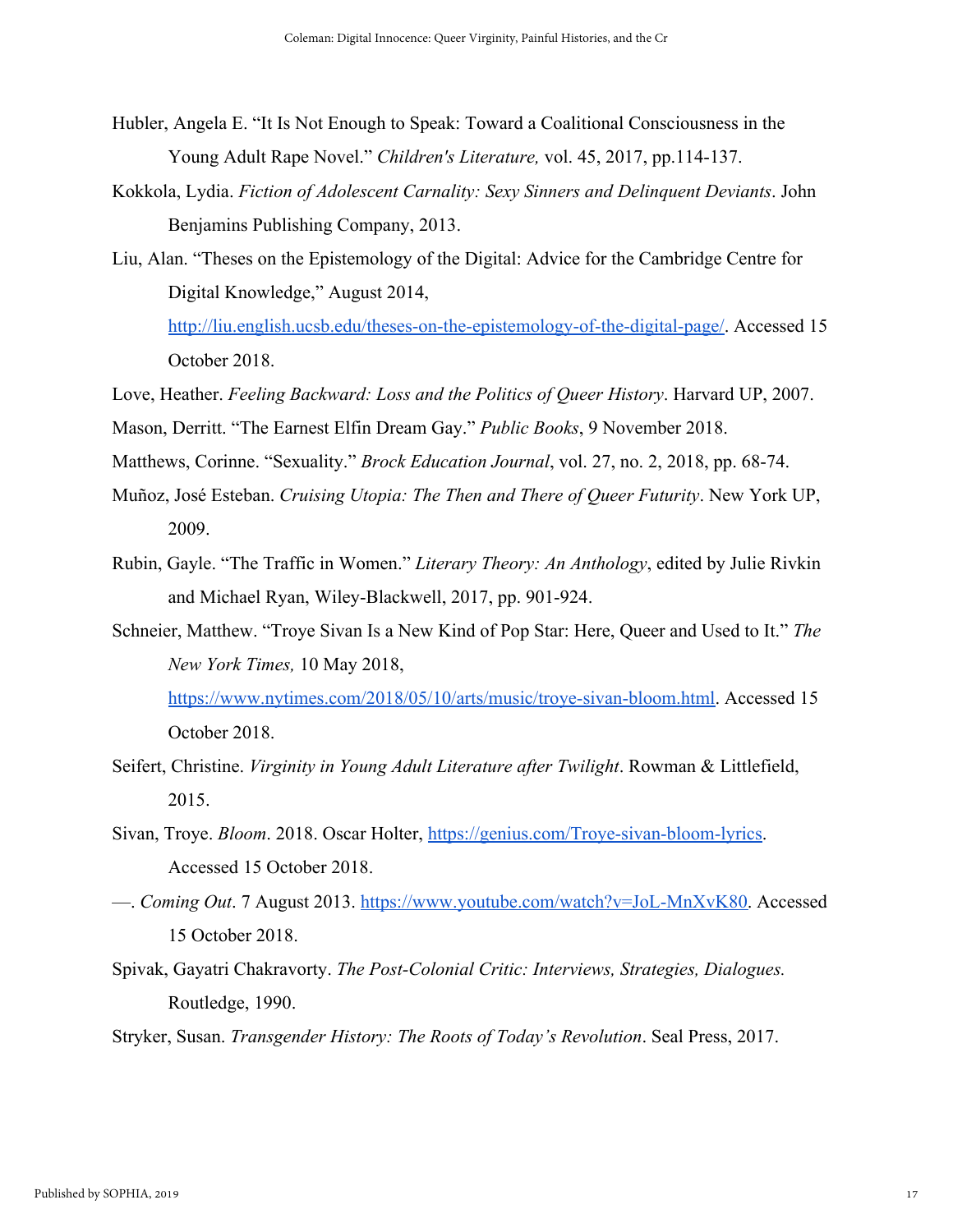Hubler, Angela E. "It Is Not Enough to Speak: Toward a Coalitional Consciousness in the Young Adult Rape Novel." *Children's Literature,* vol. 45, 2017, pp.114-137.

Kokkola, Lydia. *Fiction of Adolescent Carnality: Sexy Sinners and Delinquent Deviants*. John Benjamins Publishing Company, 2013.

Liu, Alan. "Theses on the Epistemology of the Digital: Advice for the Cambridge Centre for Digital Knowledge," August 2014, http://liu.english.ucsb.edu/theses-on-the-epistemology-of-the-digital-page/. Accessed 15 October 2018.

Love, Heather. *Feeling Backward: Loss and the Politics of Queer History*. Harvard UP, 2007.

Mason, Derritt. "The Earnest Elfin Dream Gay." *Public Books*, 9 November 2018.

Matthews, Corinne. "Sexuality." *Brock Education Journal*, vol. 27, no. 2, 2018, pp. 68-74.

Muñoz, José Esteban. *Cruising Utopia: The Then and There of Queer Futurity*. New York UP, 2009.

Rubin, Gayle. "The Traffic in Women." *Literary Theory: An Anthology*, edited by Julie Rivkin and Michael Ryan, Wiley-Blackwell, 2017, pp. 901-924.

Schneier, Matthew. "Troye Sivan Is a New Kind of Pop Star: Here, Queer and Used to It." *The New York Times,* 10 May 2018, https://www.nytimes.com/2018/05/10/arts/music/troye-sivan-bloom.html. Accessed 15 October 2018.

Seifert, Christine. *Virginity in Young Adult Literature after Twilight*. Rowman & Littlefield, 2015.

Sivan, Troye. *Bloom*. 2018. Oscar Holter, https://genius.com/Troye-sivan-bloom-lyrics. Accessed 15 October 2018.

—. *Coming Out*. 7 August 2013. https://www.youtube.com/watch?v=JoL-MnXvK80. Accessed 15 October 2018.

Spivak, Gayatri Chakravorty. *The Post-Colonial Critic: Interviews, Strategies, Dialogues.* Routledge, 1990.

Stryker, Susan. *Transgender History: The Roots of Today's Revolution*. Seal Press, 2017.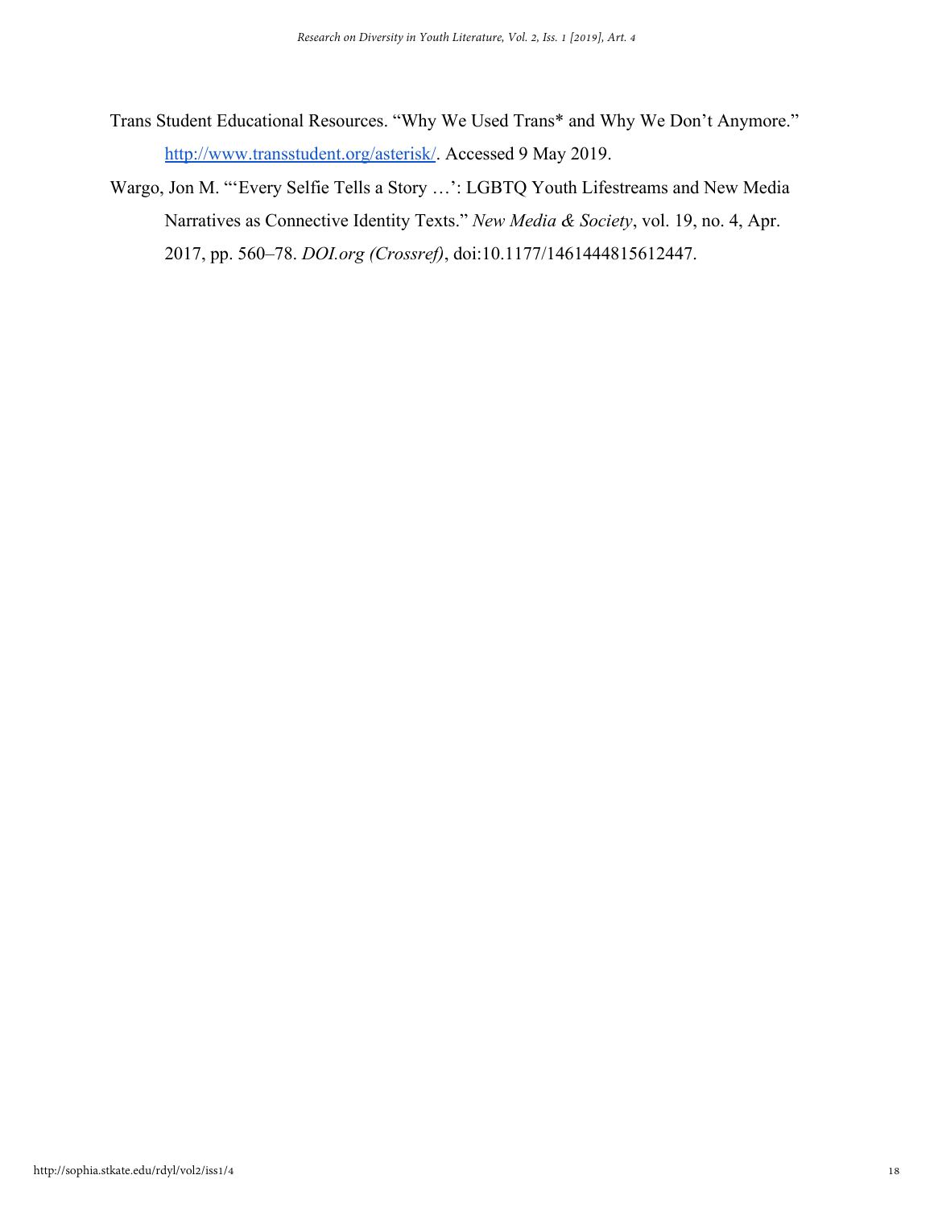Trans Student Educational Resources. "Why We Used Trans* and Why We Don't Anymore." http://www.transstudent.org/asterisk/. Accessed 9 May 2019.

Wargo, Jon M. "'Every Selfie Tells a Story …': LGBTQ Youth Lifestreams and New Media Narratives as Connective Identity Texts." *New Media & Society*, vol. 19, no. 4, Apr. 2017, pp. 560–78. *DOI.org (Crossref)*, doi:10.1177/1461444815612447.